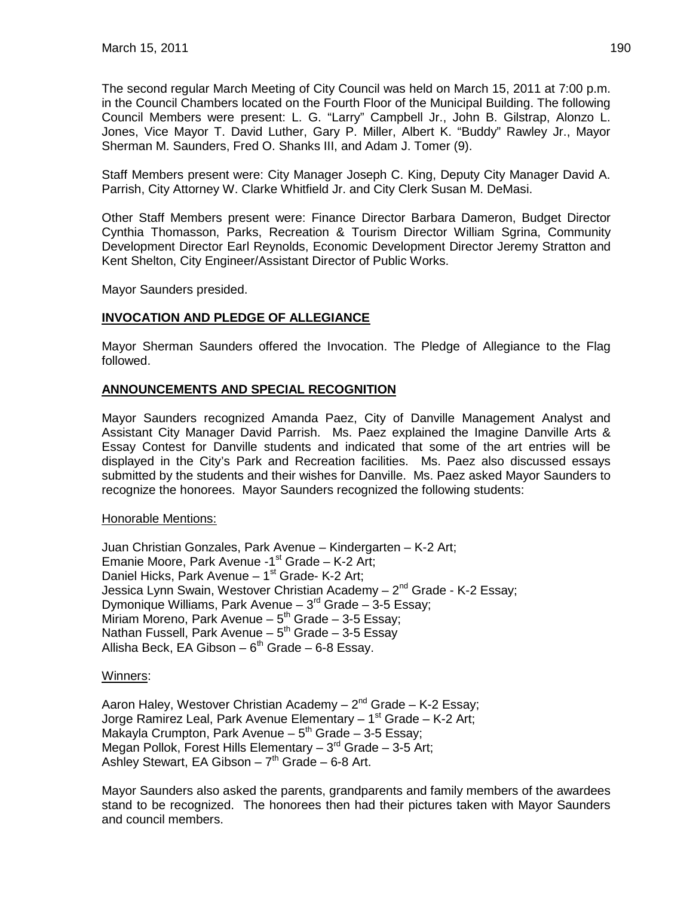The second regular March Meeting of City Council was held on March 15, 2011 at 7:00 p.m. in the Council Chambers located on the Fourth Floor of the Municipal Building. The following Council Members were present: L. G. "Larry" Campbell Jr., John B. Gilstrap, Alonzo L. Jones, Vice Mayor T. David Luther, Gary P. Miller, Albert K. "Buddy" Rawley Jr., Mayor Sherman M. Saunders, Fred O. Shanks III, and Adam J. Tomer (9).

Staff Members present were: City Manager Joseph C. King, Deputy City Manager David A. Parrish, City Attorney W. Clarke Whitfield Jr. and City Clerk Susan M. DeMasi.

Other Staff Members present were: Finance Director Barbara Dameron, Budget Director Cynthia Thomasson, Parks, Recreation & Tourism Director William Sgrina, Community Development Director Earl Reynolds, Economic Development Director Jeremy Stratton and Kent Shelton, City Engineer/Assistant Director of Public Works.

Mayor Saunders presided.

## INVOCATION AND PLEDGE OF ALLEGIANCE

Mayor Sherman Saunders offered the Invocation. The Pledge of Allegiance to the Flag followed.

## ANNOUNCEMENTS AND SPECIAL RECOGNITION

Mayor Saunders recognized Amanda Paez, City of Danville Management Analyst and Assistant City Manager David Parrish. Ms. Paez explained the Imagine Danville Arts & Essay Contest for Danville students and indicated that some of the art entries will be displayed in the City's Park and Recreation facilities. Ms. Paez also discussed essays submitted by the students and their wishes for Danville. Ms. Paez asked Mayor Saunders to recognize the honorees. Mayor Saunders recognized the following students:

Honorable Mentions:

Juan Christian Gonzales, Park Avenue – Kindergarten – K-2 Art;
Emanie Moore, Park Avenue -1st Grade – K-2 Art;
Daniel Hicks, Park Avenue – 1st Grade- K-2 Art;
Jessica Lynn Swain, Westover Christian Academy – 2nd Grade - K-2 Essay;
Dymonique Williams, Park Avenue – 3rd Grade – 3-5 Essay;
Miriam Moreno, Park Avenue – 5th Grade – 3-5 Essay;
Nathan Fussell, Park Avenue – 5th Grade – 3-5 Essay
Allisha Beck, EA Gibson – 6th Grade – 6-8 Essay.

Winners:

Aaron Haley, Westover Christian Academy – 2nd Grade – K-2 Essay;
Jorge Ramirez Leal, Park Avenue Elementary – 1st Grade – K-2 Art;
Makayla Crumpton, Park Avenue – 5th Grade – 3-5 Essay;
Megan Pollok, Forest Hills Elementary – 3rd Grade – 3-5 Art;
Ashley Stewart, EA Gibson – 7th Grade – 6-8 Art.

Mayor Saunders also asked the parents, grandparents and family members of the awardees stand to be recognized. The honorees then had their pictures taken with Mayor Saunders and council members.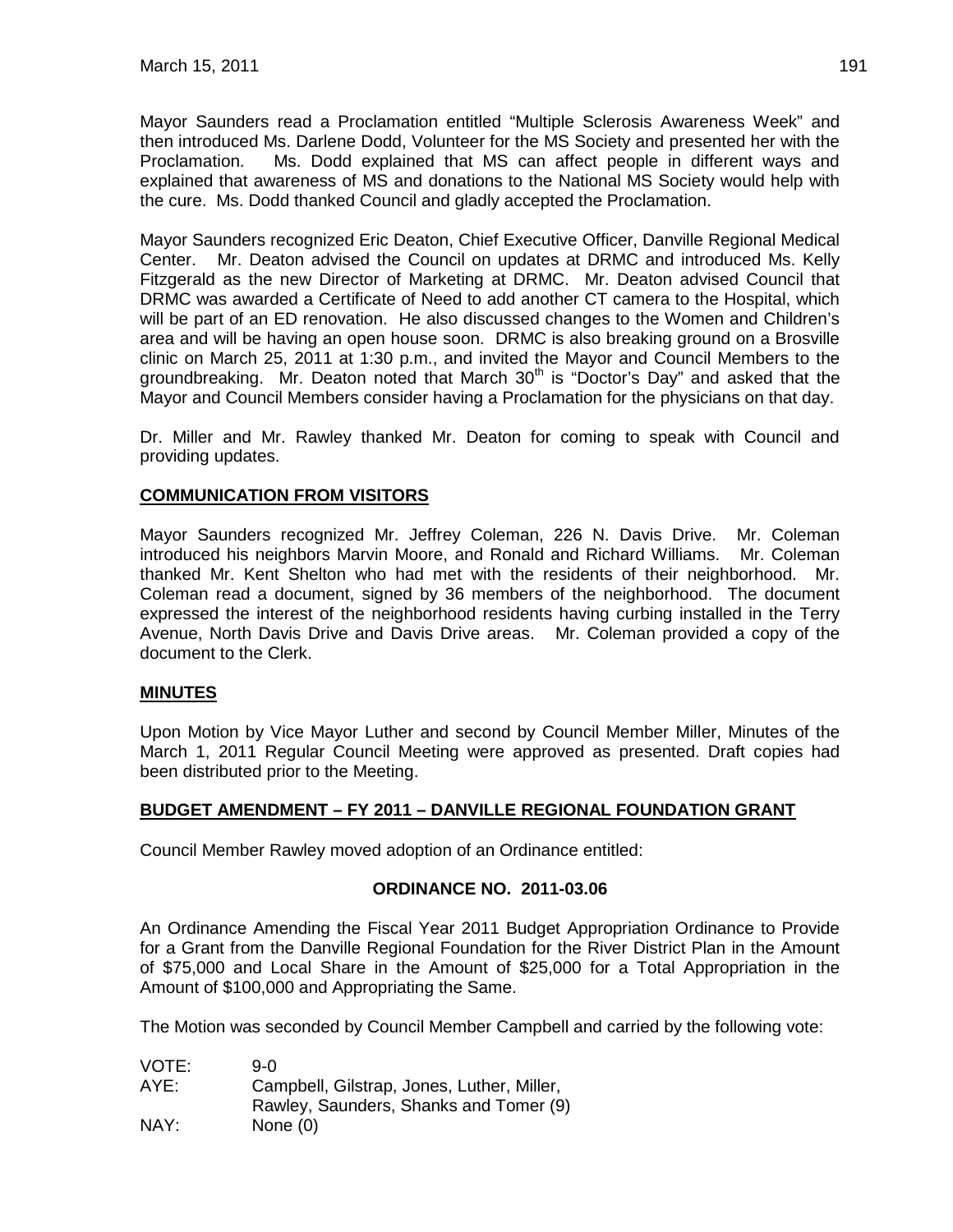Mayor Saunders read a Proclamation entitled "Multiple Sclerosis Awareness Week" and then introduced Ms. Darlene Dodd, Volunteer for the MS Society and presented her with the Proclamation. Ms. Dodd explained that MS can affect people in different ways and explained that awareness of MS and donations to the National MS Society would help with the cure. Ms. Dodd thanked Council and gladly accepted the Proclamation.

Mayor Saunders recognized Eric Deaton, Chief Executive Officer, Danville Regional Medical Center. Mr. Deaton advised the Council on updates at DRMC and introduced Ms. Kelly Fitzgerald as the new Director of Marketing at DRMC. Mr. Deaton advised Council that DRMC was awarded a Certificate of Need to add another CT camera to the Hospital, which will be part of an ED renovation. He also discussed changes to the Women and Children's area and will be having an open house soon. DRMC is also breaking ground on a Brosville clinic on March 25, 2011 at 1:30 p.m., and invited the Mayor and Council Members to the groundbreaking. Mr. Deaton noted that March 30th is "Doctor's Day" and asked that the Mayor and Council Members consider having a Proclamation for the physicians on that day.

Dr. Miller and Mr. Rawley thanked Mr. Deaton for coming to speak with Council and providing updates.

## COMMUNICATION FROM VISITORS

Mayor Saunders recognized Mr. Jeffrey Coleman, 226 N. Davis Drive. Mr. Coleman introduced his neighbors Marvin Moore, and Ronald and Richard Williams. Mr. Coleman thanked Mr. Kent Shelton who had met with the residents of their neighborhood. Mr. Coleman read a document, signed by 36 members of the neighborhood. The document expressed the interest of the neighborhood residents having curbing installed in the Terry Avenue, North Davis Drive and Davis Drive areas. Mr. Coleman provided a copy of the document to the Clerk.

## MINUTES

Upon Motion by Vice Mayor Luther and second by Council Member Miller, Minutes of the March 1, 2011 Regular Council Meeting were approved as presented. Draft copies had been distributed prior to the Meeting.

## BUDGET AMENDMENT – FY 2011 – DANVILLE REGIONAL FOUNDATION GRANT

Council Member Rawley moved adoption of an Ordinance entitled:

**ORDINANCE NO. 2011-03.06**

An Ordinance Amending the Fiscal Year 2011 Budget Appropriation Ordinance to Provide for a Grant from the Danville Regional Foundation for the River District Plan in the Amount of $75,000 and Local Share in the Amount of $25,000 for a Total Appropriation in the Amount of $100,000 and Appropriating the Same.

The Motion was seconded by Council Member Campbell and carried by the following vote:

VOTE: 9-0
AYE: Campbell, Gilstrap, Jones, Luther, Miller, Rawley, Saunders, Shanks and Tomer (9)
NAY: None (0)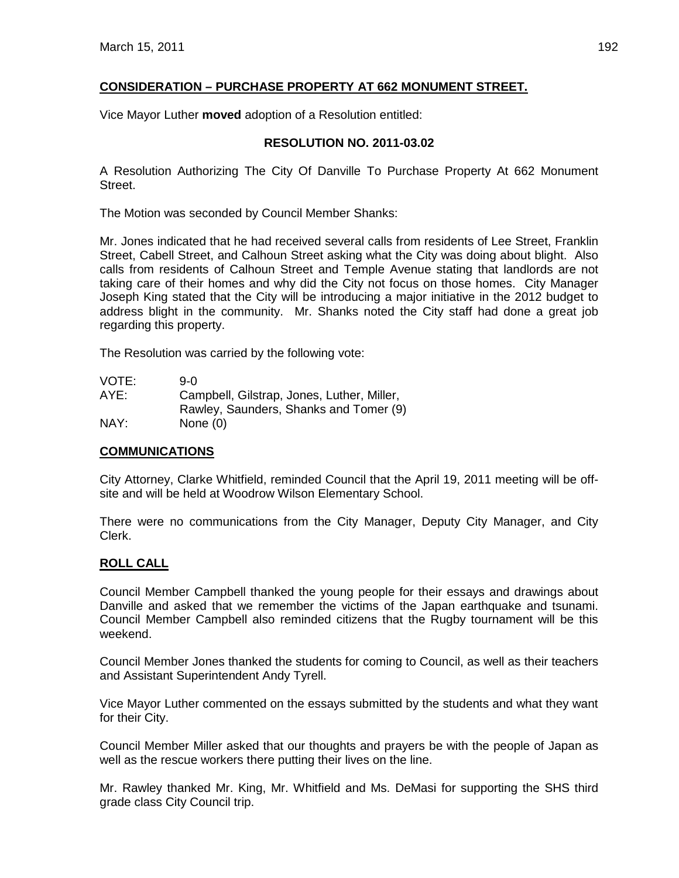**CONSIDERATION – PURCHASE PROPERTY AT 662 MONUMENT STREET.**

Vice Mayor Luther **moved** adoption of a Resolution entitled:

**RESOLUTION NO. 2011-03.02**

A Resolution Authorizing The City Of Danville To Purchase Property At 662 Monument Street.

The Motion was seconded by Council Member Shanks:

Mr. Jones indicated that he had received several calls from residents of Lee Street, Franklin Street, Cabell Street, and Calhoun Street asking what the City was doing about blight. Also calls from residents of Calhoun Street and Temple Avenue stating that landlords are not taking care of their homes and why did the City not focus on those homes. City Manager Joseph King stated that the City will be introducing a major initiative in the 2012 budget to address blight in the community. Mr. Shanks noted the City staff had done a great job regarding this property.

The Resolution was carried by the following vote:

| | |
|---|---|
| VOTE: | 9-0 |
| AYE: | Campbell, Gilstrap, Jones, Luther, Miller, Rawley, Saunders, Shanks and Tomer (9) |
| NAY: | None (0) |

**COMMUNICATIONS**

City Attorney, Clarke Whitfield, reminded Council that the April 19, 2011 meeting will be off-site and will be held at Woodrow Wilson Elementary School.

There were no communications from the City Manager, Deputy City Manager, and City Clerk.

**ROLL CALL**

Council Member Campbell thanked the young people for their essays and drawings about Danville and asked that we remember the victims of the Japan earthquake and tsunami. Council Member Campbell also reminded citizens that the Rugby tournament will be this weekend.

Council Member Jones thanked the students for coming to Council, as well as their teachers and Assistant Superintendent Andy Tyrell.

Vice Mayor Luther commented on the essays submitted by the students and what they want for their City.

Council Member Miller asked that our thoughts and prayers be with the people of Japan as well as the rescue workers there putting their lives on the line.

Mr. Rawley thanked Mr. King, Mr. Whitfield and Ms. DeMasi for supporting the SHS third grade class City Council trip.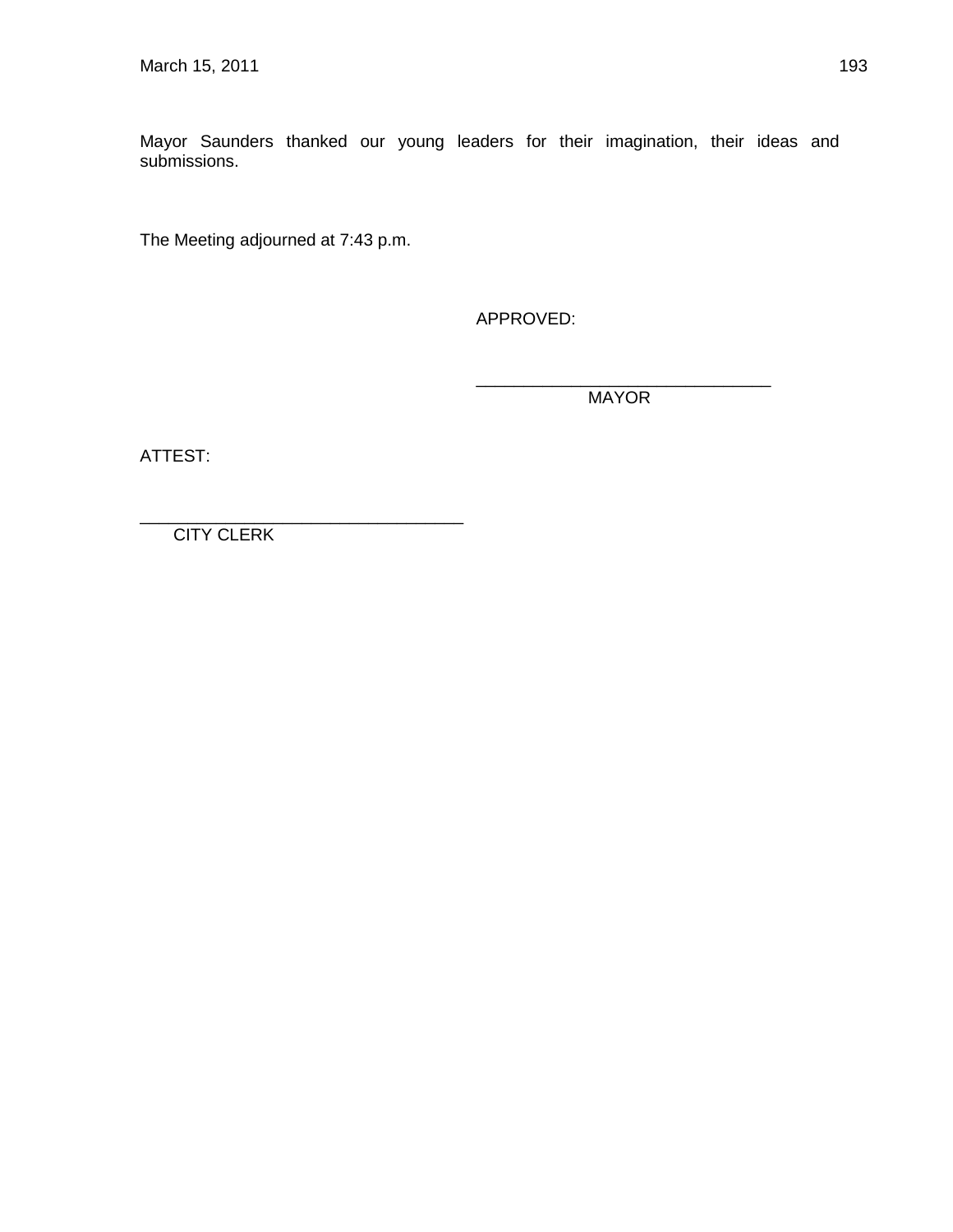Mayor Saunders thanked our young leaders for their imagination, their ideas and submissions.

The Meeting adjourned at 7:43 p.m.

APPROVED:

\_\_\_\_\_\_\_\_\_\_\_\_\_\_\_\_\_\_\_\_\_\_\_\_\_\_\_\_\_\_
MAYOR

ATTEST:

\_\_\_\_\_\_\_\_\_\_\_\_\_\_\_\_\_\_\_\_\_\_\_\_\_\_\_\_\_\_
CITY CLERK